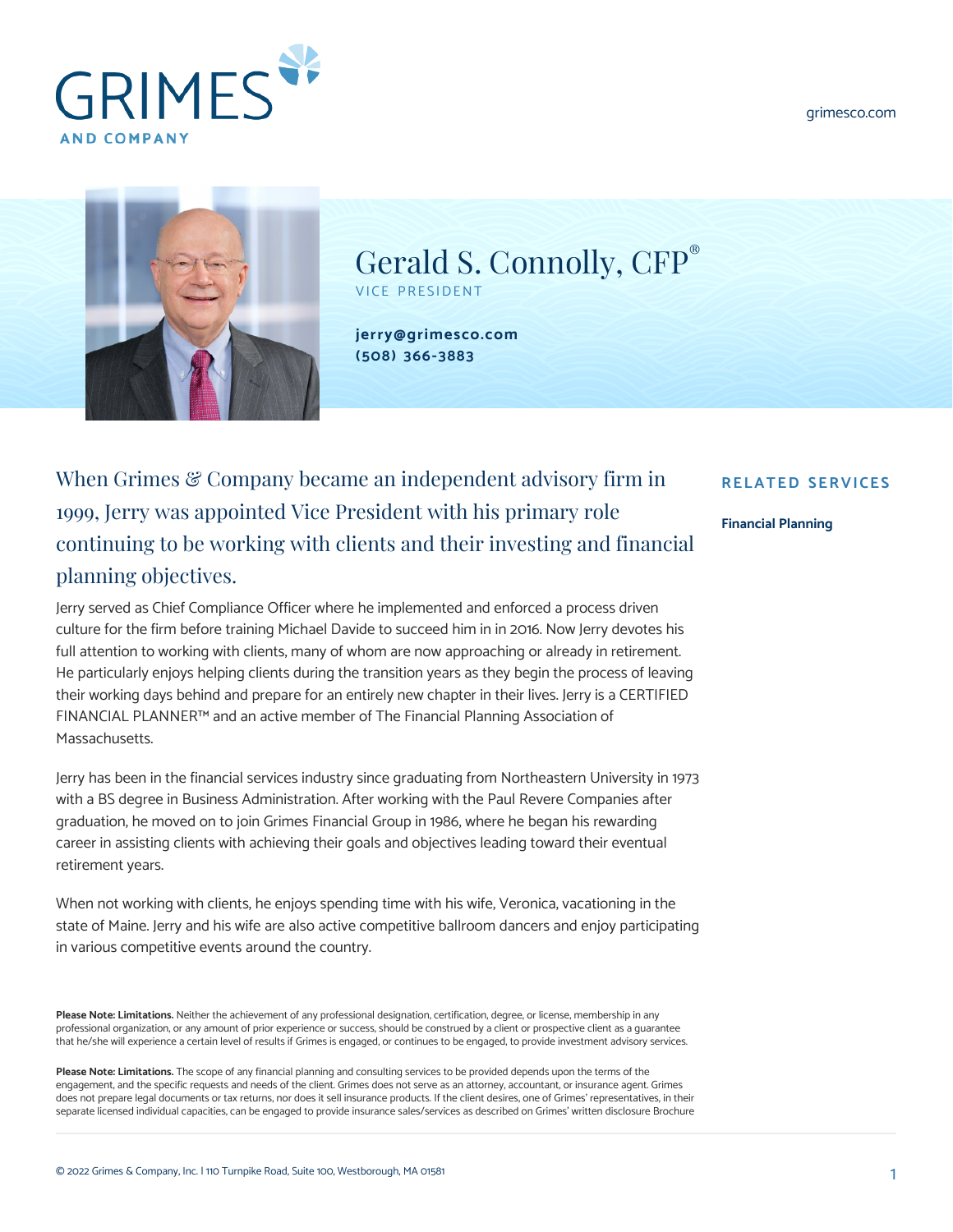# GRIMES AND COMPANY

grimesco.com

# Gerald S. Connolly, CFP®

VICE PRESIDENT

**jerry@grimesco.com**
**(508) 366-3883**

## When Grimes & Company became an independent advisory firm in 1999, Jerry was appointed Vice President with his primary role continuing to be working with clients and their investing and financial planning objectives.

Jerry served as Chief Compliance Officer where he implemented and enforced a process driven culture for the firm before training Michael Davide to succeed him in in 2016. Now Jerry devotes his full attention to working with clients, many of whom are now approaching or already in retirement. He particularly enjoys helping clients during the transition years as they begin the process of leaving their working days behind and prepare for an entirely new chapter in their lives. Jerry is a CERTIFIED FINANCIAL PLANNER™ and an active member of The Financial Planning Association of Massachusetts.

Jerry has been in the financial services industry since graduating from Northeastern University in 1973 with a BS degree in Business Administration. After working with the Paul Revere Companies after graduation, he moved on to join Grimes Financial Group in 1986, where he began his rewarding career in assisting clients with achieving their goals and objectives leading toward their eventual retirement years.

When not working with clients, he enjoys spending time with his wife, Veronica, vacationing in the state of Maine. Jerry and his wife are also active competitive ballroom dancers and enjoy participating in various competitive events around the country.

### RELATED SERVICES

**Financial Planning**

**Please Note: Limitations.** Neither the achievement of any professional designation, certification, degree, or license, membership in any professional organization, or any amount of prior experience or success, should be construed by a client or prospective client as a guarantee that he/she will experience a certain level of results if Grimes is engaged, or continues to be engaged, to provide investment advisory services.

**Please Note: Limitations.** The scope of any financial planning and consulting services to be provided depends upon the terms of the engagement, and the specific requests and needs of the client. Grimes does not serve as an attorney, accountant, or insurance agent. Grimes does not prepare legal documents or tax returns, nor does it sell insurance products. If the client desires, one of Grimes' representatives, in their separate licensed individual capacities, can be engaged to provide insurance sales/services as described on Grimes' written disclosure Brochure

© 2022 Grimes & Company, Inc. | 110 Turnpike Road, Suite 100, Westborough, MA 01581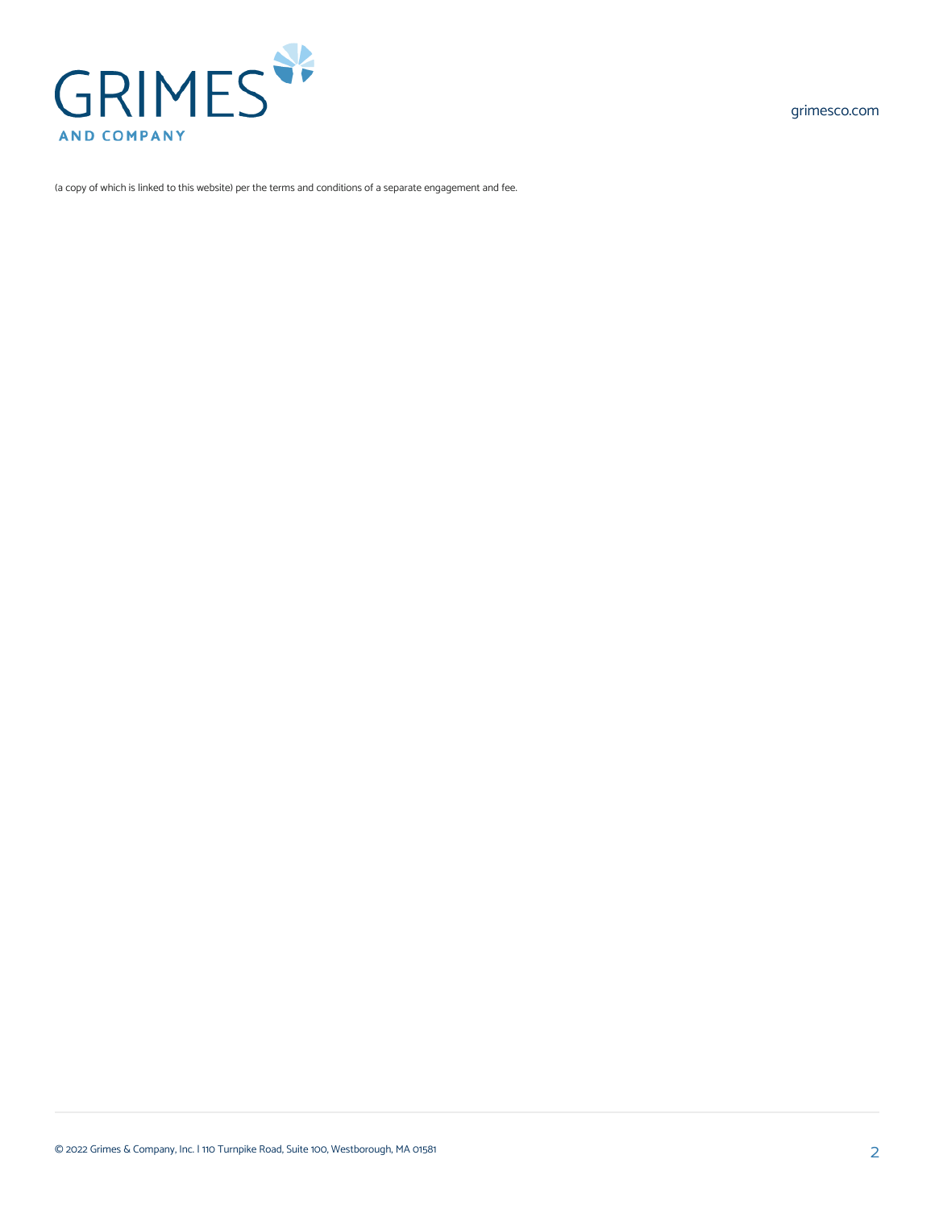(a copy of which is linked to this website) per the terms and conditions of a separate engagement and fee.